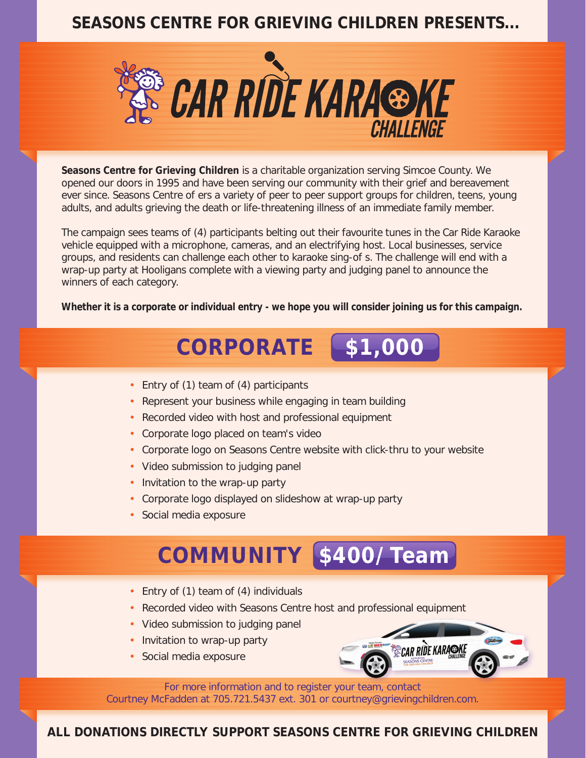**SEASONS CENTRE FOR GRIEVING CHILDREN PRESENTS...**

# CAR RIDE KARAOKE CHALLENGE

**Seasons Centre for Grieving Children** is a charitable organization serving Simcoe County. We opened our doors in 1995 and have been serving our community with their grief and bereavement ever since. Seasons Centre of ers a variety of peer to peer support groups for children, teens, young adults, and adults grieving the death or life-threatening illness of an immediate family member.

The campaign sees teams of (4) participants belting out their favourite tunes in the Car Ride Karaoke vehicle equipped with a microphone, cameras, and an electrifying host. Local businesses, service groups, and residents can challenge each other to karaoke sing-of s. The challenge will end with a wrap-up party at Hooligans complete with a viewing party and judging panel to announce the winners of each category.

**Whether it is a corporate or individual entry - we hope you will consider joining us for this campaign.**

## CORPORATE $1,000

- Entry of (1) team of (4) participants
- Represent your business while engaging in team building
- Recorded video with host and professional equipment
- Corporate logo placed on team's video
- Corporate logo on Seasons Centre website with click-thru to your website
- Video submission to judging panel
- Invitation to the wrap-up party
- Corporate logo displayed on slideshow at wrap-up party
- Social media exposure

## COMMUNITY $400/ Team

- Entry of (1) team of (4) individuals
- Recorded video with Seasons Centre host and professional equipment
- Video submission to judging panel
- Invitation to wrap-up party
- Social media exposure

For more information and to register your team, contact Courtney McFadden at 705.721.5437 ext. 301 or courtney@grievingchildren.com.

**ALL DONATIONS DIRECTLY SUPPORT SEASONS CENTRE FOR GRIEVING CHILDREN**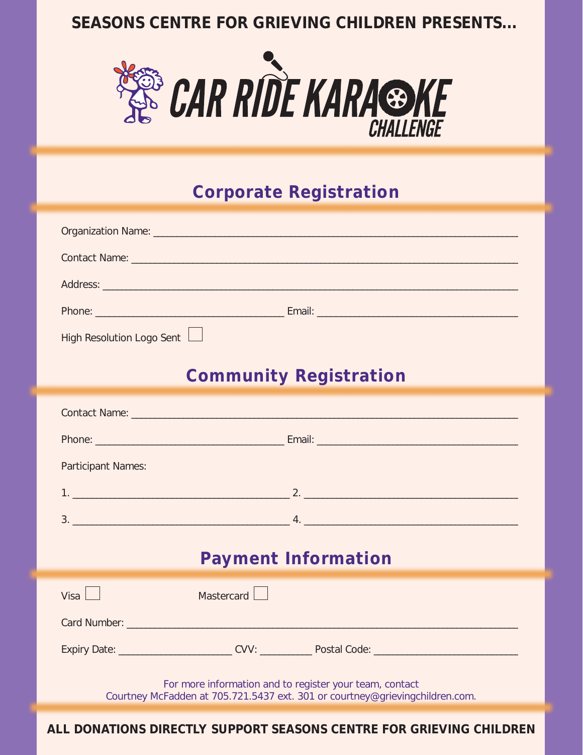**SEASONS CENTRE FOR GRIEVING CHILDREN PRESENTS...**

# CAR RIDE KARAOKE CHALLENGE

## Corporate Registration

Organization Name: ______________________________________________

Contact Name: ______________________________________________

Address: ______________________________________________

Phone: ______________________ Email: ______________________

High Resolution Logo Sent ☐

## Community Registration

Contact Name: ______________________________________________

Phone: ______________________ Email: ______________________

Participant Names:

1. ______________________ 2. ______________________

3. ______________________ 4. ______________________

## Payment Information

Visa ☐ Mastercard ☐

Card Number: ______________________________________________

Expiry Date: ______________ CVV: ________ Postal Code: ______________

For more information and to register your team, contact
Courtney McFadden at 705.721.5437 ext. 301 or courtney@grievingchildren.com.

**ALL DONATIONS DIRECTLY SUPPORT SEASONS CENTRE FOR GRIEVING CHILDREN**